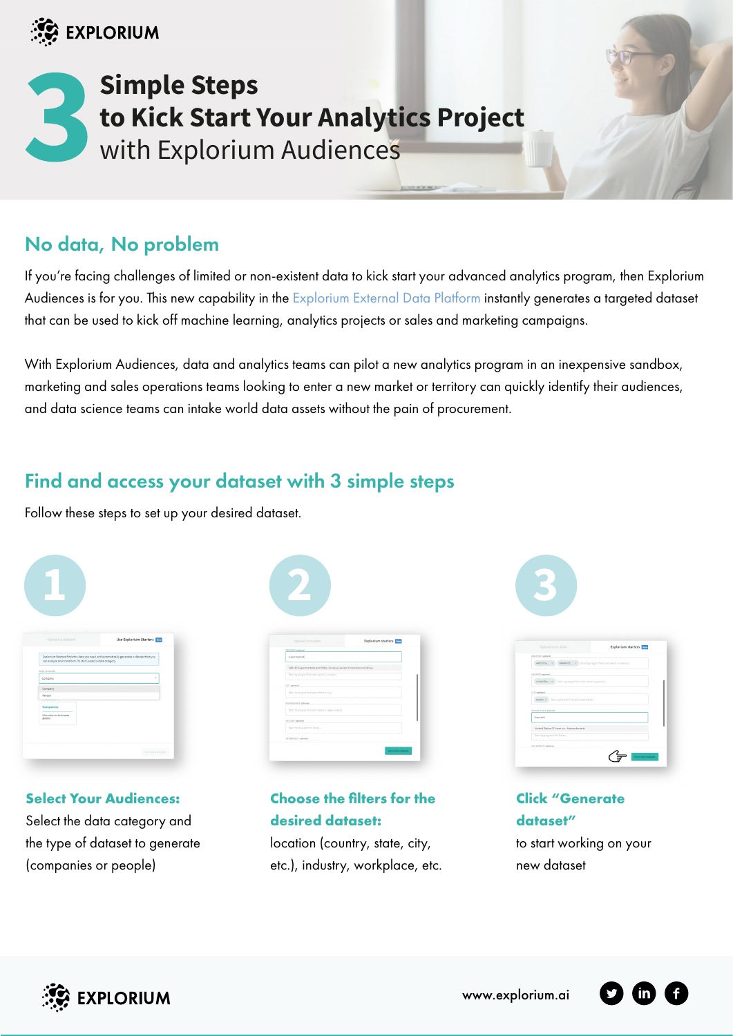EXPLORIUM

# 3 Simple Steps to Kick Start Your Analytics Project with Explorium Audiences

## No data, No problem

If you're facing challenges of limited or non-existent data to kick start your advanced analytics program, then Explorium Audiences is for you. This new capability in the Explorium External Data Platform instantly generates a targeted dataset that can be used to kick off machine learning, analytics projects or sales and marketing campaigns.

With Explorium Audiences, data and analytics teams can pilot a new analytics program in an inexpensive sandbox, marketing and sales operations teams looking to enter a new market or territory can quickly identify their audiences, and data science teams can intake world data assets without the pain of procurement.

## Find and access your dataset with 3 simple steps

Follow these steps to set up your desired dataset.

**1**

**Select Your Audiences:** Select the data category and the type of dataset to generate (companies or people)

**2**

**Choose the filters for the desired dataset:** location (country, state, city, etc.), industry, workplace, etc.

**3**

**Click "Generate dataset"** to start working on your new dataset

EXPLORIUM

www.explorium.ai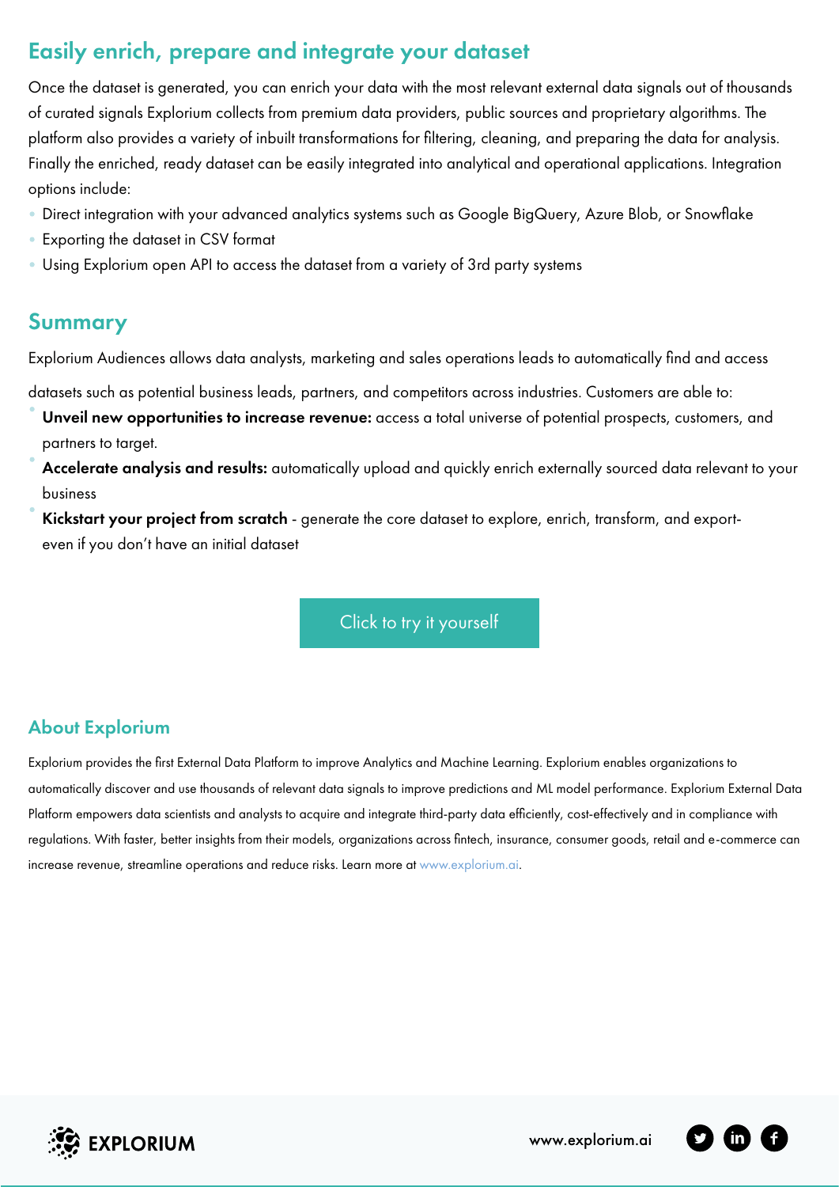## Easily enrich, prepare and integrate your dataset

Once the dataset is generated, you can enrich your data with the most relevant external data signals out of thousands of curated signals Explorium collects from premium data providers, public sources and proprietary algorithms. The platform also provides a variety of inbuilt transformations for filtering, cleaning, and preparing the data for analysis. Finally the enriched, ready dataset can be easily integrated into analytical and operational applications. Integration options include:

- Direct integration with your advanced analytics systems such as Google BigQuery, Azure Blob, or Snowflake
- Exporting the dataset in CSV format
- Using Explorium open API to access the dataset from a variety of 3rd party systems

## Summary

Explorium Audiences allows data analysts, marketing and sales operations leads to automatically find and access datasets such as potential business leads, partners, and competitors across industries. Customers are able to:

- **Unveil new opportunities to increase revenue:** access a total universe of potential prospects, customers, and partners to target.
- **Accelerate analysis and results:** automatically upload and quickly enrich externally sourced data relevant to your business
- **Kickstart your project from scratch** - generate the core dataset to explore, enrich, transform, and export- even if you don't have an initial dataset

Click to try it yourself

### About Explorium

Explorium provides the first External Data Platform to improve Analytics and Machine Learning. Explorium enables organizations to automatically discover and use thousands of relevant data signals to improve predictions and ML model performance. Explorium External Data Platform empowers data scientists and analysts to acquire and integrate third-party data efficiently, cost-effectively and in compliance with regulations. With faster, better insights from their models, organizations across fintech, insurance, consumer goods, retail and e-commerce can increase revenue, streamline operations and reduce risks. Learn more at www.explorium.ai.

EXPLORIUM

www.explorium.ai